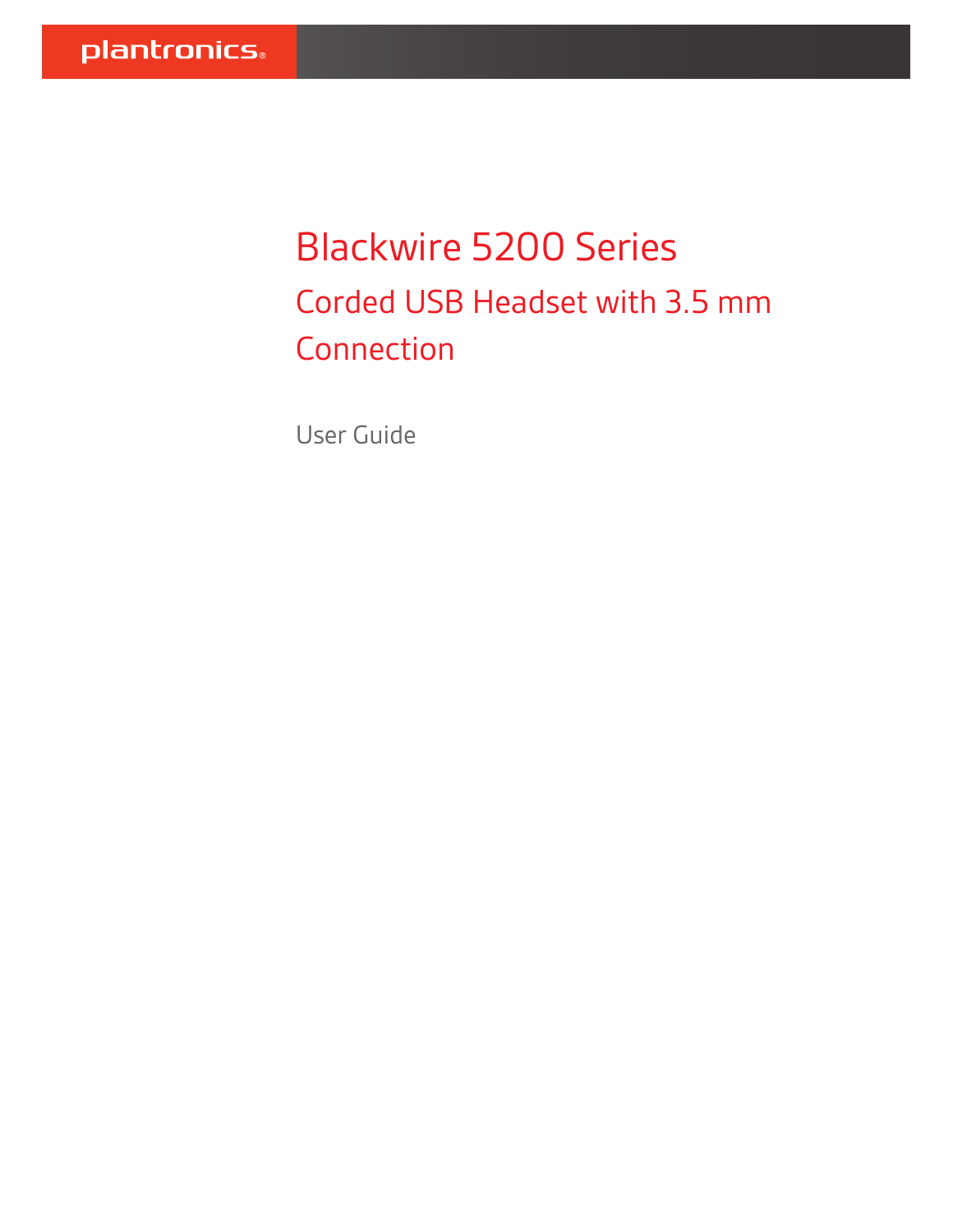plantronics.

# Blackwire 5200 Series

## Corded USB Headset with 3.5 mm Connection

User Guide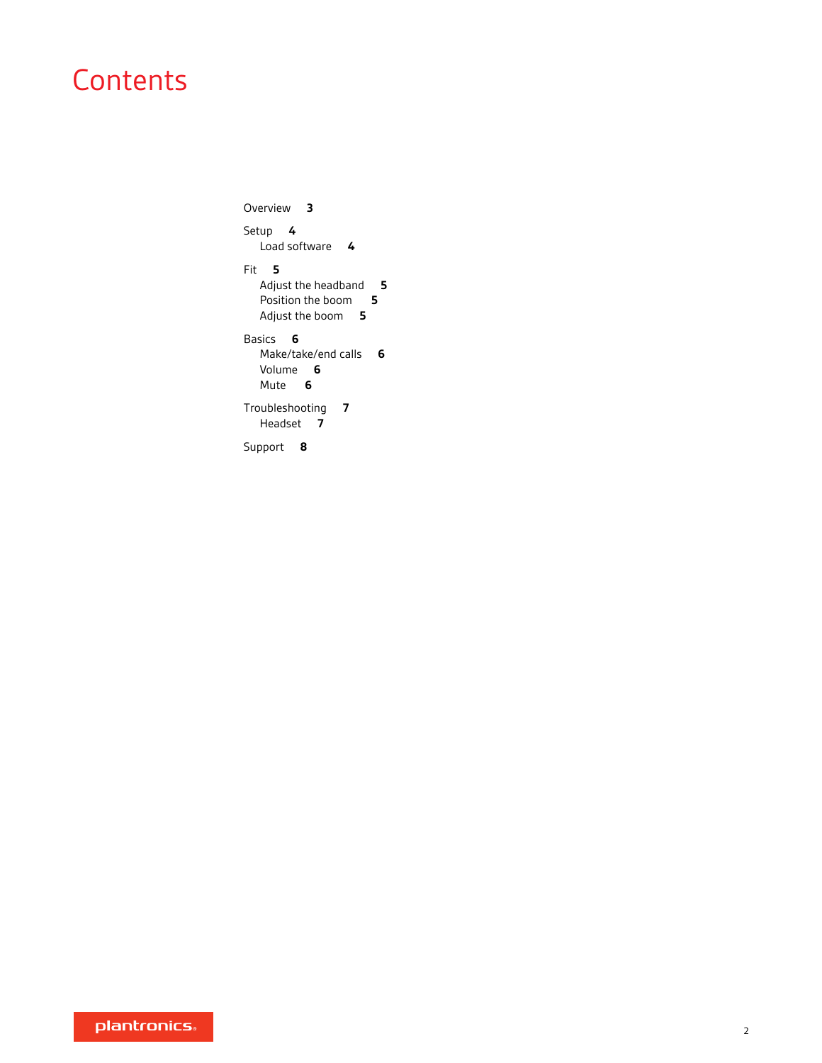# Contents

Overview **3**

Setup **4**
- Load software **4**

Fit **5**
- Adjust the headband **5**
- Position the boom **5**
- Adjust the boom **5**

Basics **6**
- Make/take/end calls **6**
- Volume **6**
- Mute **6**

Troubleshooting **7**
- Headset **7**

Support **8**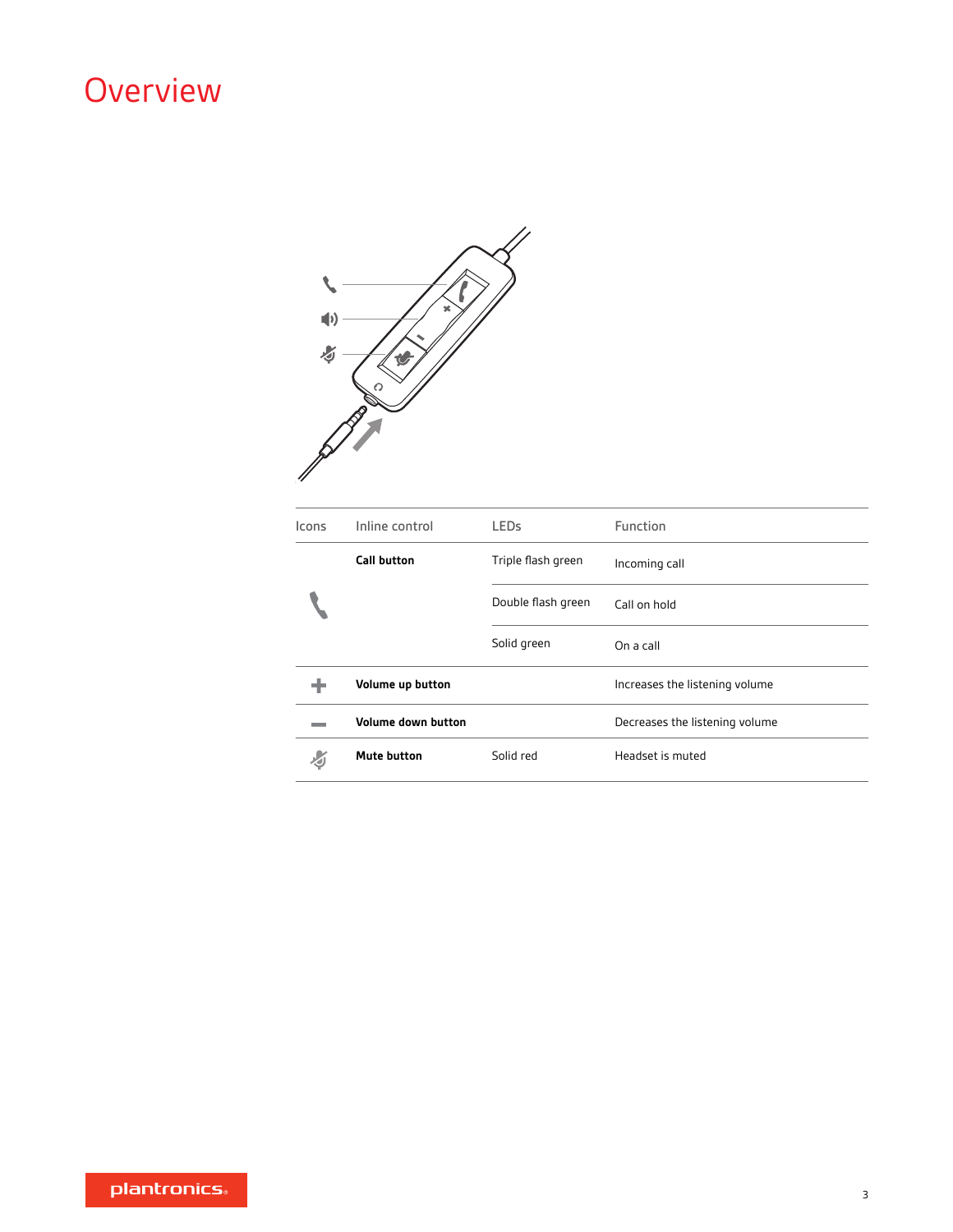# Overview

| Icons | Inline control | LEDs | Function |
|---|---|---|---|
| | **Call button** | Triple flash green | Incoming call |
| | | Double flash green | Call on hold |
| | | Solid green | On a call |
| + | **Volume up button** | | Increases the listening volume |
| — | **Volume down button** | | Decreases the listening volume |
| | **Mute button** | Solid red | Headset is muted |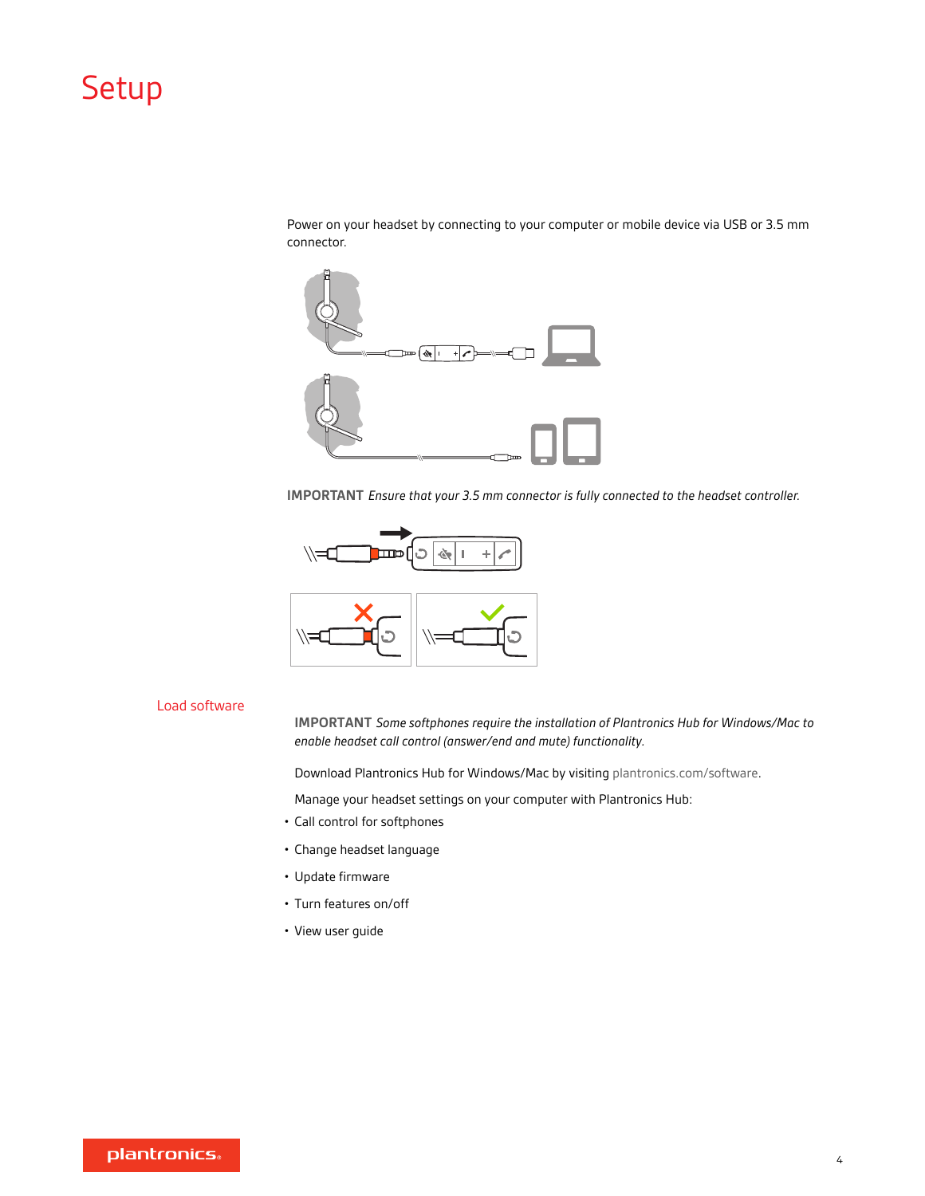# Setup

Power on your headset by connecting to your computer or mobile device via USB or 3.5 mm connector.

**IMPORTANT** *Ensure that your 3.5 mm connector is fully connected to the headset controller.*

## Load software

**IMPORTANT** *Some softphones require the installation of Plantronics Hub for Windows/Mac to enable headset call control (answer/end and mute) functionality.*

Download Plantronics Hub for Windows/Mac by visiting plantronics.com/software.

Manage your headset settings on your computer with Plantronics Hub:

- Call control for softphones
- Change headset language
- Update firmware
- Turn features on/off
- View user guide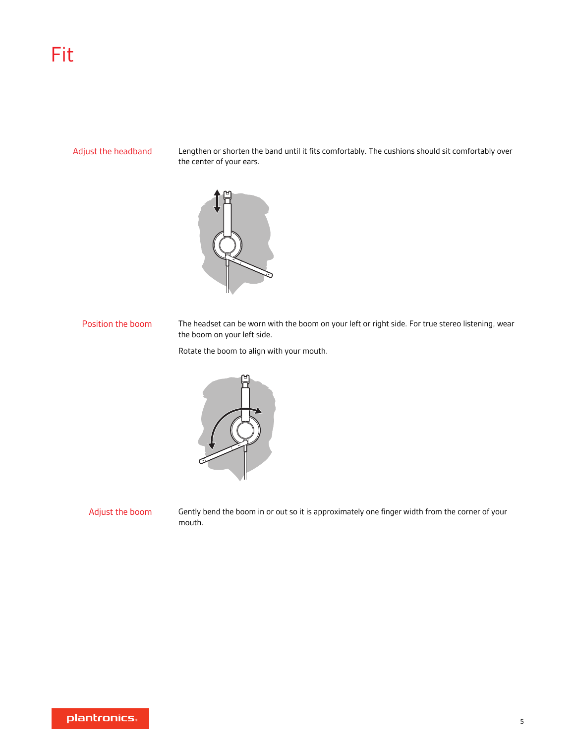# Fit

## Adjust the headband

Lengthen or shorten the band until it fits comfortably. The cushions should sit comfortably over the center of your ears.

## Position the boom

The headset can be worn with the boom on your left or right side. For true stereo listening, wear the boom on your left side.

Rotate the boom to align with your mouth.

## Adjust the boom

Gently bend the boom in or out so it is approximately one finger width from the corner of your mouth.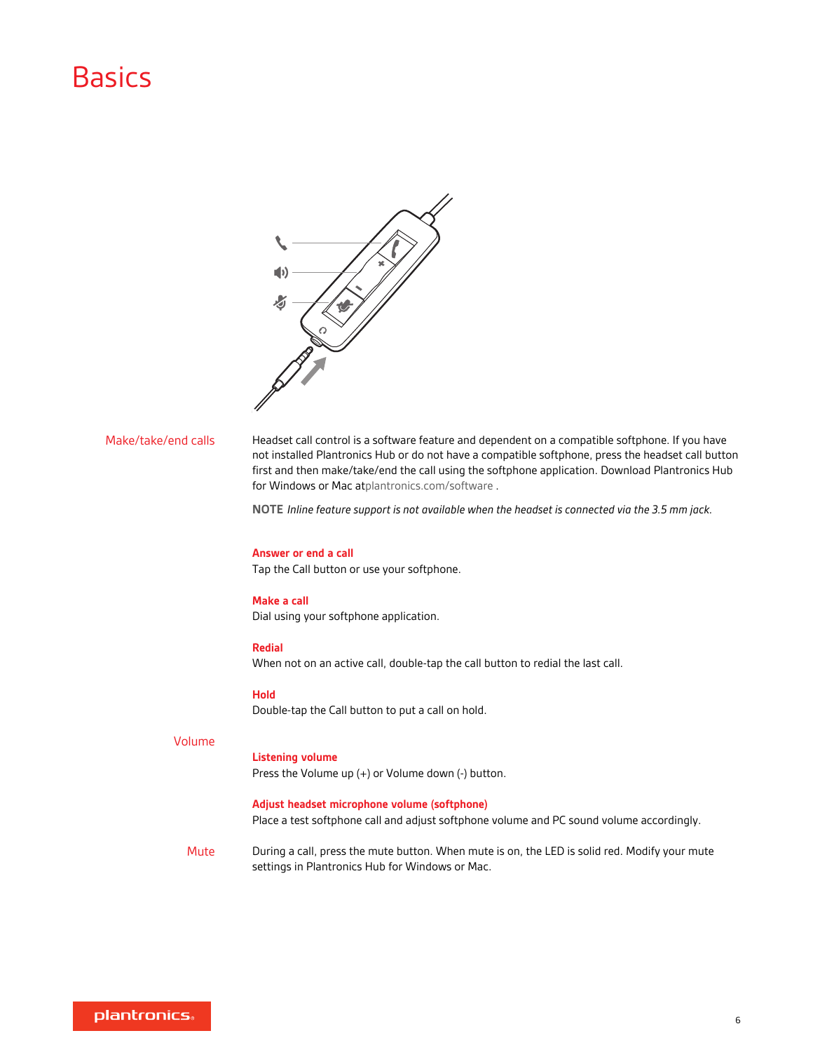# Basics

## Make/take/end calls

Headset call control is a software feature and dependent on a compatible softphone. If you have not installed Plantronics Hub or do not have a compatible softphone, press the headset call button first and then make/take/end the call using the softphone application. Download Plantronics Hub for Windows or Mac atplantronics.com/software .

**NOTE** *Inline feature support is not available when the headset is connected via the 3.5 mm jack.*

### Answer or end a call

Tap the Call button or use your softphone.

### Make a call

Dial using your softphone application.

### Redial

When not on an active call, double-tap the call button to redial the last call.

### Hold

Double-tap the Call button to put a call on hold.

## Volume

### Listening volume

Press the Volume up (+) or Volume down (-) button.

### Adjust headset microphone volume (softphone)

Place a test softphone call and adjust softphone volume and PC sound volume accordingly.

## Mute

During a call, press the mute button. When mute is on, the LED is solid red. Modify your mute settings in Plantronics Hub for Windows or Mac.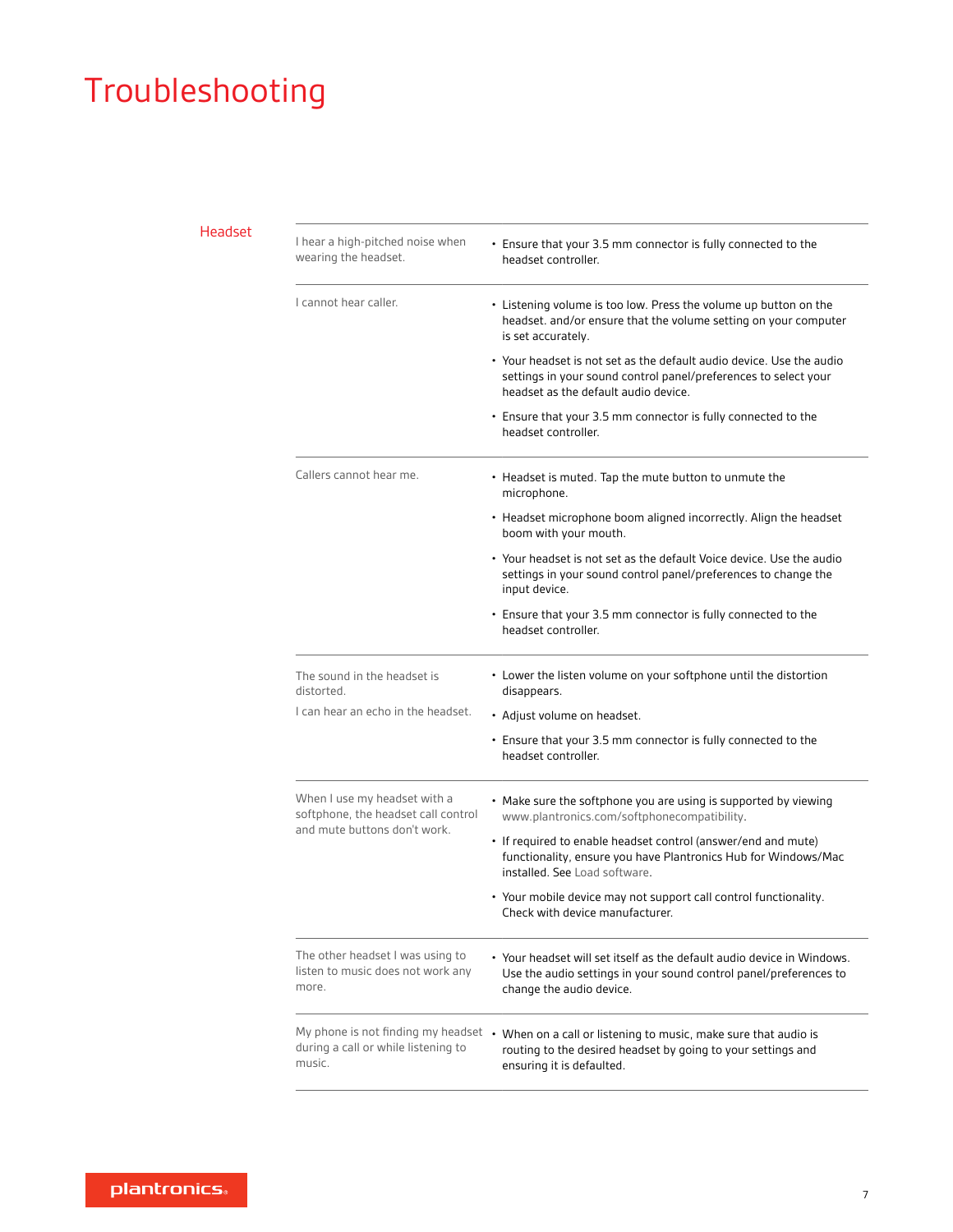# Troubleshooting

## Headset

| | |
|---|---|
| I hear a high-pitched noise when wearing the headset. | • Ensure that your 3.5 mm connector is fully connected to the headset controller. |
| I cannot hear caller. | • Listening volume is too low. Press the volume up button on the headset. and/or ensure that the volume setting on your computer is set accurately.<br>• Your headset is not set as the default audio device. Use the audio settings in your sound control panel/preferences to select your headset as the default audio device.<br>• Ensure that your 3.5 mm connector is fully connected to the headset controller. |
| Callers cannot hear me. | • Headset is muted. Tap the mute button to unmute the microphone.<br>• Headset microphone boom aligned incorrectly. Align the headset boom with your mouth.<br>• Your headset is not set as the default Voice device. Use the audio settings in your sound control panel/preferences to change the input device.<br>• Ensure that your 3.5 mm connector is fully connected to the headset controller. |
| The sound in the headset is distorted.<br>I can hear an echo in the headset. | • Lower the listen volume on your softphone until the distortion disappears.<br>• Adjust volume on headset.<br>• Ensure that your 3.5 mm connector is fully connected to the headset controller. |
| When I use my headset with a softphone, the headset call control and mute buttons don't work. | • Make sure the softphone you are using is supported by viewing www.plantronics.com/softphonecompatibility.<br>• If required to enable headset control (answer/end and mute) functionality, ensure you have Plantronics Hub for Windows/Mac installed. See Load software.<br>• Your mobile device may not support call control functionality. Check with device manufacturer. |
| The other headset I was using to listen to music does not work any more. | • Your headset will set itself as the default audio device in Windows. Use the audio settings in your sound control panel/preferences to change the audio device. |
| My phone is not finding my headset during a call or while listening to music. | • When on a call or listening to music, make sure that audio is routing to the desired headset by going to your settings and ensuring it is defaulted. |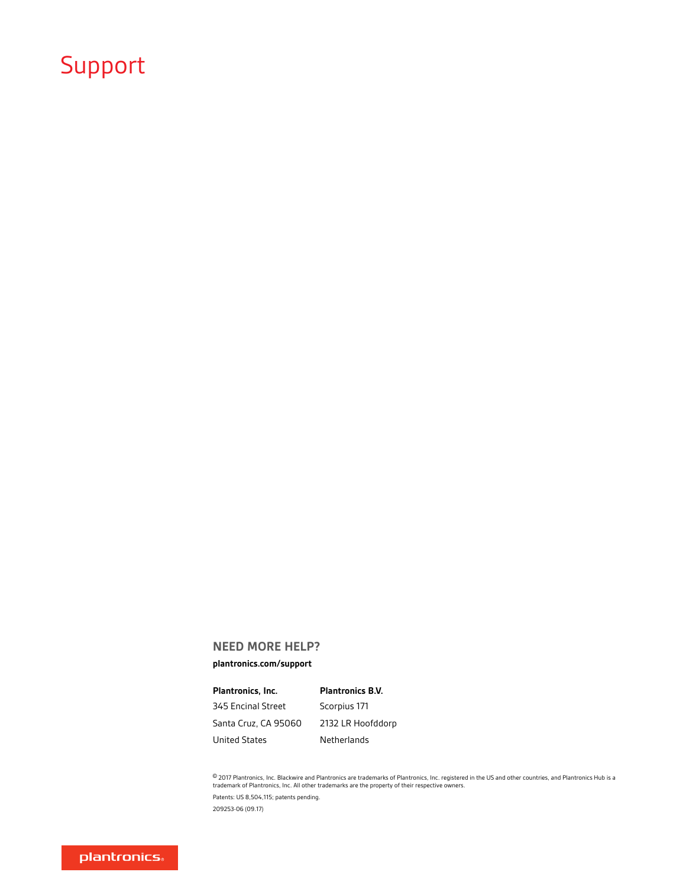# Support

## NEED MORE HELP?

**plantronics.com/support**

| | |
|---|---|
| **Plantronics, Inc.** | **Plantronics B.V.** |
| 345 Encinal Street | Scorpius 171 |
| Santa Cruz, CA 95060 | 2132 LR Hoofddorp |
| United States | Netherlands |

© 2017 Plantronics, Inc. Blackwire and Plantronics are trademarks of Plantronics, Inc. registered in the US and other countries, and Plantronics Hub is a trademark of Plantronics, Inc. All other trademarks are the property of their respective owners.

Patents: US 8,504,115; patents pending.

209253-06 (09.17)

plantronics.